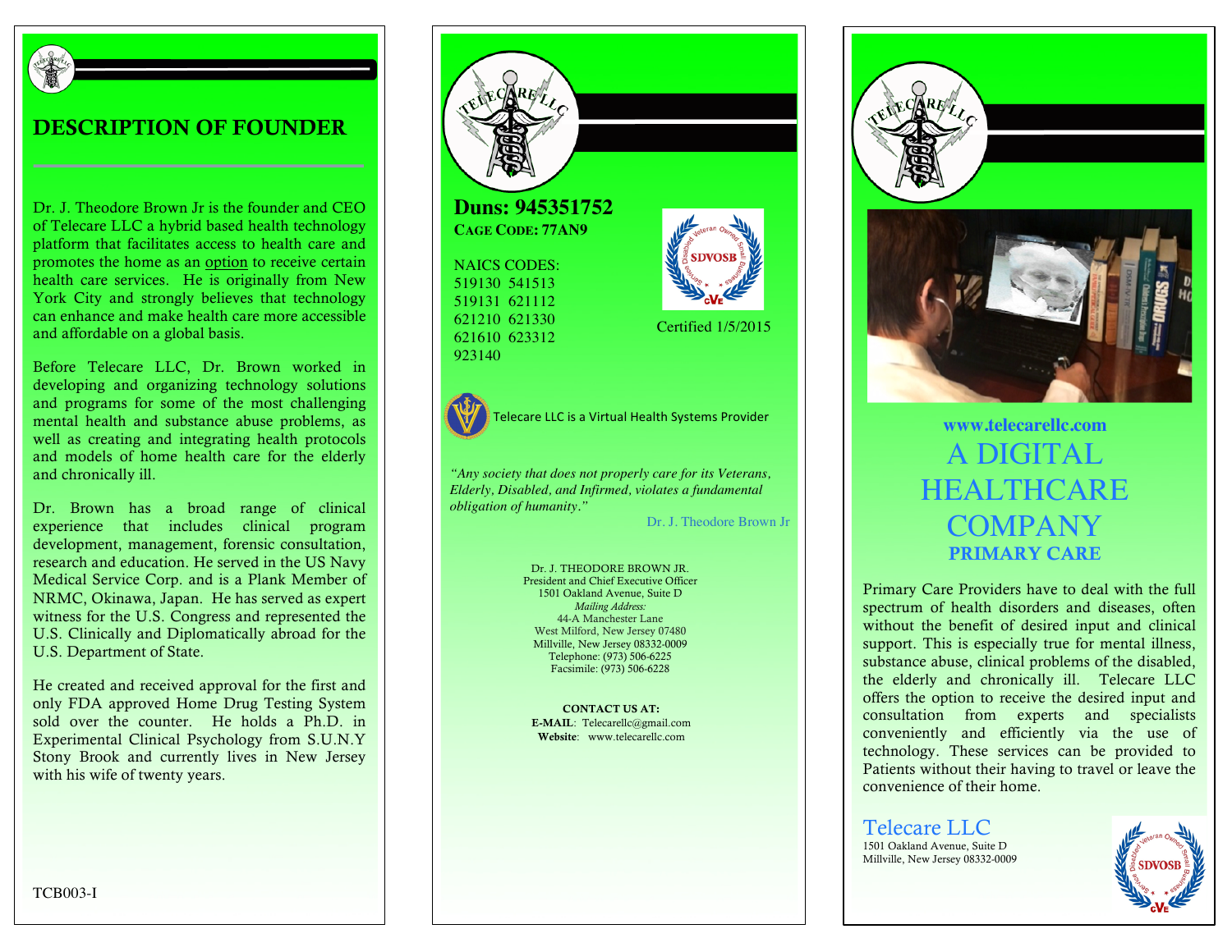## DESCRIPTION OF FOUNDER

Dr. J. Theodore Brown Jr is the founder and CEO of Telecare LLC a hybrid based health technology platform that facilitates access to health care and promotes the home as an option to receive certain health care services. He is originally from New York City and strongly believes that technology can enhance and make health care more accessible and affordable on a global basis.

Before Telecare LLC, Dr. Brown worked in developing and organizing technology solutions and programs for some of the most challenging mental health and substance abuse problems, as well as creating and integrating health protocols and models of home health care for the elderly and chronically ill.

Dr. Brown has a broad range of clinical experience that includes clinical program development, management, forensic consultation, research and education. He served in the US Navy Medical Service Corp. and is a Plank Member of NRMC, Okinawa, Japan. He has served as expert witness for the U.S. Congress and represented the U.S. Clinically and Diplomatically abroad for the U.S. Department of State.

He created and received approval for the first and only FDA approved Home Drug Testing System sold over the counter. He holds a Ph.D. in Experimental Clinical Psychology from S.U.N.Y Stony Brook and currently lives in New Jersey with his wife of twenty years.

TCB003-I

**Duns: 945351752**
**CAGE CODE: 77AN9**

NAICS CODES:
519130 541513
519131 621112
621210 621330
621610 623312
923140

Certified 1/5/2015

Telecare LLC is a Virtual Health Systems Provider

*"Any society that does not properly care for its Veterans, Elderly, Disabled, and Infirmed, violates a fundamental obligation of humanity."*

Dr. J. Theodore Brown Jr

Dr. J. THEODORE BROWN JR.
President and Chief Executive Officer
1501 Oakland Avenue, Suite D
*Mailing Address:*
44-A Manchester Lane
West Milford, New Jersey 07480
Millville, New Jersey 08332-0009
Telephone: (973) 506-6225
Facsimile: (973) 506-6228

**CONTACT US AT:**
**E-MAIL**: Telecarellc@gmail.com
**Website**: www.telecarellc.com

**www.telecarellc.com**

# A DIGITAL HEALTHCARE COMPANY

## PRIMARY CARE

Primary Care Providers have to deal with the full spectrum of health disorders and diseases, often without the benefit of desired input and clinical support. This is especially true for mental illness, substance abuse, clinical problems of the disabled, the elderly and chronically ill. Telecare LLC offers the option to receive the desired input and consultation from experts and specialists conveniently and efficiently via the use of technology. These services can be provided to Patients without their having to travel or leave the convenience of their home.

Telecare LLC
1501 Oakland Avenue, Suite D
Millville, New Jersey 08332-0009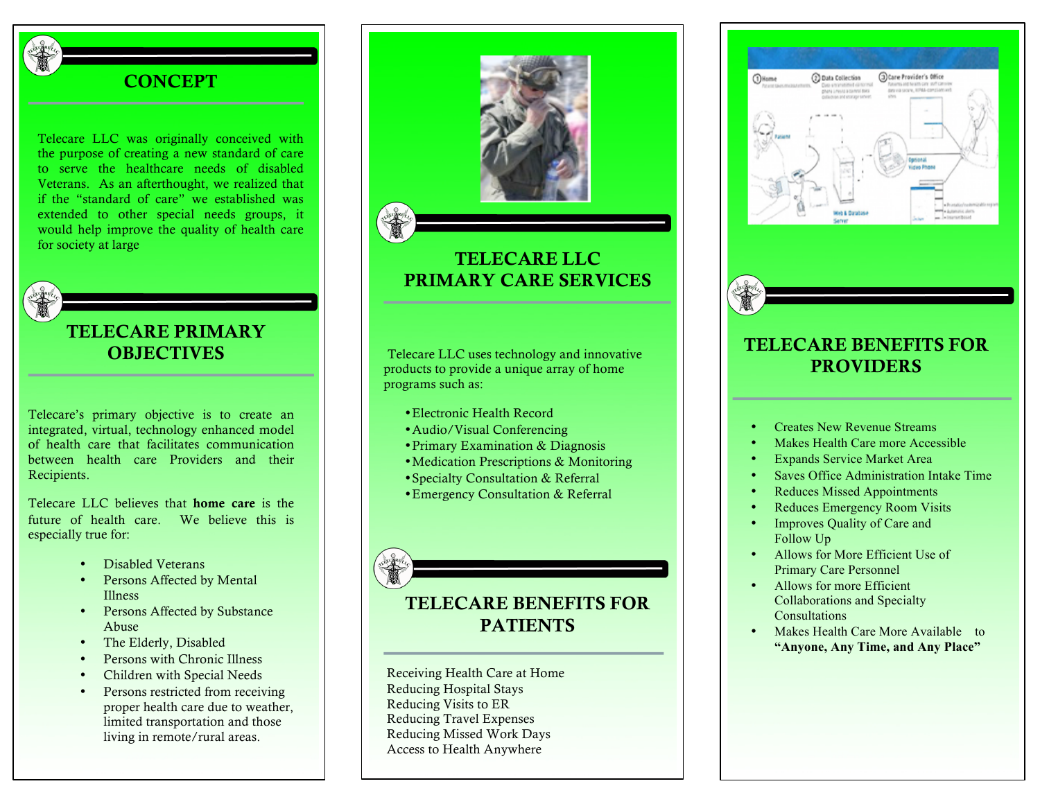## CONCEPT

Telecare LLC was originally conceived with the purpose of creating a new standard of care to serve the healthcare needs of disabled Veterans. As an afterthought, we realized that if the "standard of care" we established was extended to other special needs groups, it would help improve the quality of health care for society at large

## TELECARE PRIMARY OBJECTIVES

Telecare's primary objective is to create an integrated, virtual, technology enhanced model of health care that facilitates communication between health care Providers and their Recipients.

Telecare LLC believes that **home care** is the future of health care. We believe this is especially true for:

- Disabled Veterans
- Persons Affected by Mental Illness
- Persons Affected by Substance Abuse
- The Elderly, Disabled
- Persons with Chronic Illness
- Children with Special Needs
- Persons restricted from receiving proper health care due to weather, limited transportation and those living in remote/rural areas.

## TELECARE LLC PRIMARY CARE SERVICES

Telecare LLC uses technology and innovative products to provide a unique array of home programs such as:

- Electronic Health Record
- Audio/Visual Conferencing
- Primary Examination & Diagnosis
- Medication Prescriptions & Monitoring
- Specialty Consultation & Referral
- Emergency Consultation & Referral

## TELECARE BENEFITS FOR PATIENTS

Receiving Health Care at Home
Reducing Hospital Stays
Reducing Visits to ER
Reducing Travel Expenses
Reducing Missed Work Days
Access to Health Anywhere

## TELECARE BENEFITS FOR PROVIDERS

- Creates New Revenue Streams
- Makes Health Care more Accessible
- Expands Service Market Area
- Saves Office Administration Intake Time
- Reduces Missed Appointments
- Reduces Emergency Room Visits
- Improves Quality of Care and Follow Up
- Allows for More Efficient Use of Primary Care Personnel
- Allows for more Efficient Collaborations and Specialty Consultations
- Makes Health Care More Available to **"Anyone, Any Time, and Any Place"**